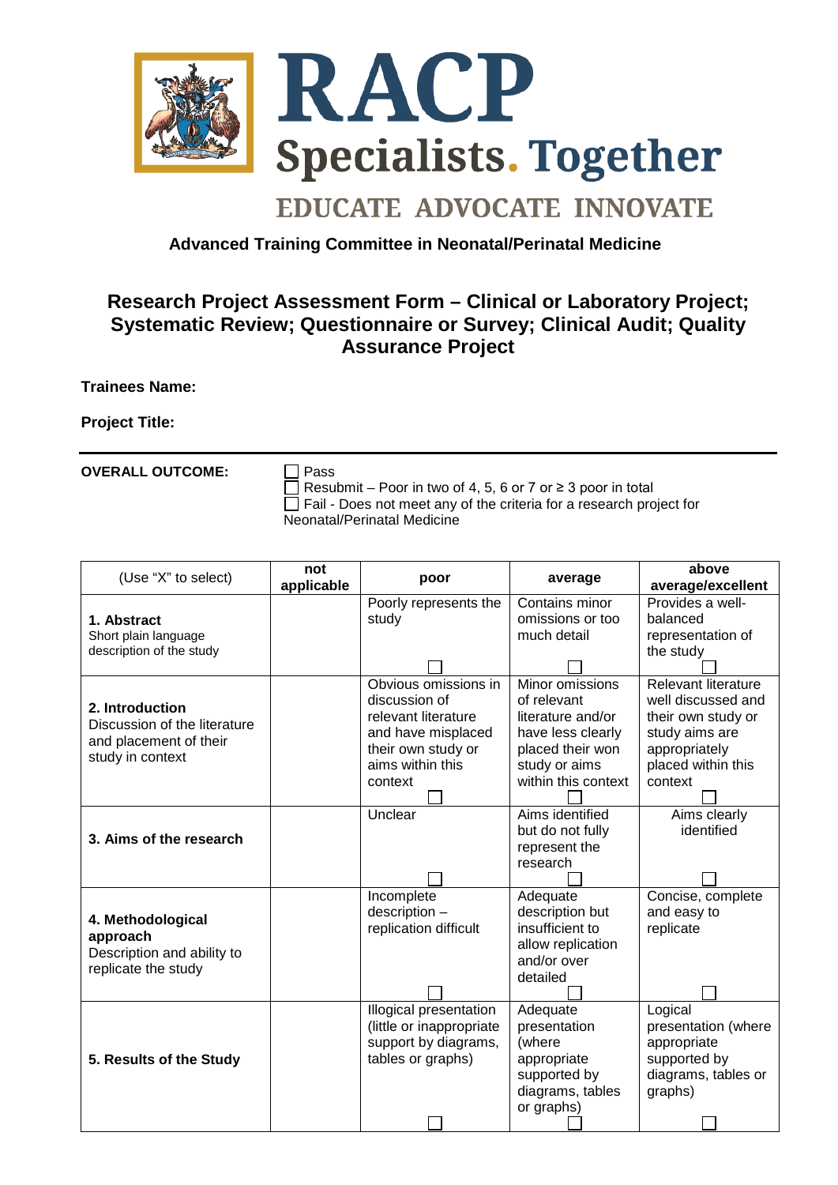RACP

Specialists. Together

EDUCATE ADVOCATE INNOVATE

**Advanced Training Committee in Neonatal/Perinatal Medicine**

## Research Project Assessment Form – Clinical or Laboratory Project; Systematic Review; Questionnaire or Survey; Clinical Audit; Quality Assurance Project

**Trainees Name:**

**Project Title:**

---

**OVERALL OUTCOME:**

☐ Pass
☐ Resubmit – Poor in two of 4, 5, 6 or 7 or ≥ 3 poor in total
☐ Fail - Does not meet any of the criteria for a research project for Neonatal/Perinatal Medicine

| (Use "X" to select) | not applicable | poor | average | above average/excellent |
|---|---|---|---|---|
| **1. Abstract** Short plain language description of the study | | Poorly represents the study ☐ | Contains minor omissions or too much detail ☐ | Provides a well-balanced representation of the study ☐ |
| **2. Introduction** Discussion of the literature and placement of their study in context | | Obvious omissions in discussion of relevant literature and have misplaced their own study or aims within this context ☐ | Minor omissions of relevant literature and/or have less clearly placed their won study or aims within this context ☐ | Relevant literature well discussed and their own study or study aims are appropriately placed within this context ☐ |
| **3. Aims of the research** | | Unclear ☐ | Aims identified but do not fully represent the research ☐ | Aims clearly identified ☐ |
| **4. Methodological approach** Description and ability to replicate the study | | Incomplete description – replication difficult ☐ | Adequate description but insufficient to allow replication and/or over detailed ☐ | Concise, complete and easy to replicate ☐ |
| **5. Results of the Study** | | Illogical presentation (little or inappropriate support by diagrams, tables or graphs) ☐ | Adequate presentation (where appropriate supported by diagrams, tables or graphs) ☐ | Logical presentation (where appropriate supported by diagrams, tables or graphs) ☐ |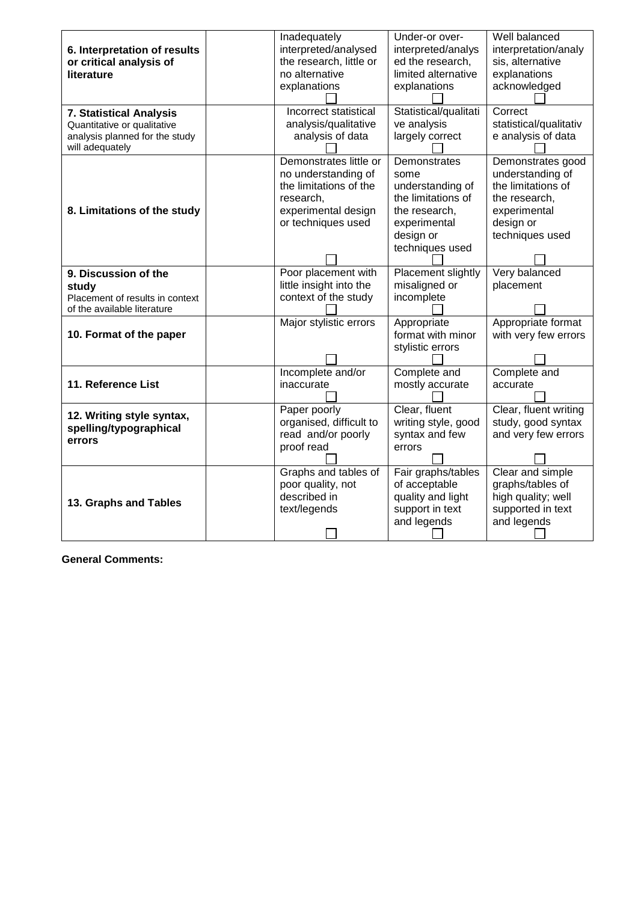| | | | | |
|---|---|---|---|---|
| **6. Interpretation of results or critical analysis of literature** | | Inadequately interpreted/analysed the research, little or no alternative explanations ☐ | Under-or over-interpreted/analysed the research, limited alternative explanations ☐ | Well balanced interpretation/analysis, alternative explanations acknowledged ☐ |
| **7. Statistical Analysis** Quantitative or qualitative analysis planned for the study will adequately | | Incorrect statistical analysis/qualitative analysis of data ☐ | Statistical/qualitative analysis largely correct ☐ | Correct statistical/qualitative analysis of data ☐ |
| **8. Limitations of the study** | | Demonstrates little or no understanding of the limitations of the research, experimental design or techniques used ☐ | Demonstrates some understanding of the limitations of the research, experimental design or techniques used ☐ | Demonstrates good understanding of the limitations of the research, experimental design or techniques used ☐ |
| **9. Discussion of the study** Placement of results in context of the available literature | | Poor placement with little insight into the context of the study ☐ | Placement slightly misaligned or incomplete ☐ | Very balanced placement ☐ |
| **10. Format of the paper** | | Major stylistic errors ☐ | Appropriate format with minor stylistic errors ☐ | Appropriate format with very few errors ☐ |
| **11. Reference List** | | Incomplete and/or inaccurate ☐ | Complete and mostly accurate ☐ | Complete and accurate ☐ |
| **12. Writing style syntax, spelling/typographical errors** | | Paper poorly organised, difficult to read and/or poorly proof read ☐ | Clear, fluent writing style, good syntax and few errors ☐ | Clear, fluent writing study, good syntax and very few errors ☐ |
| **13. Graphs and Tables** | | Graphs and tables of poor quality, not described in text/legends ☐ | Fair graphs/tables of acceptable quality and light support in text and legends ☐ | Clear and simple graphs/tables of high quality; well supported in text and legends ☐ |

**General Comments:**